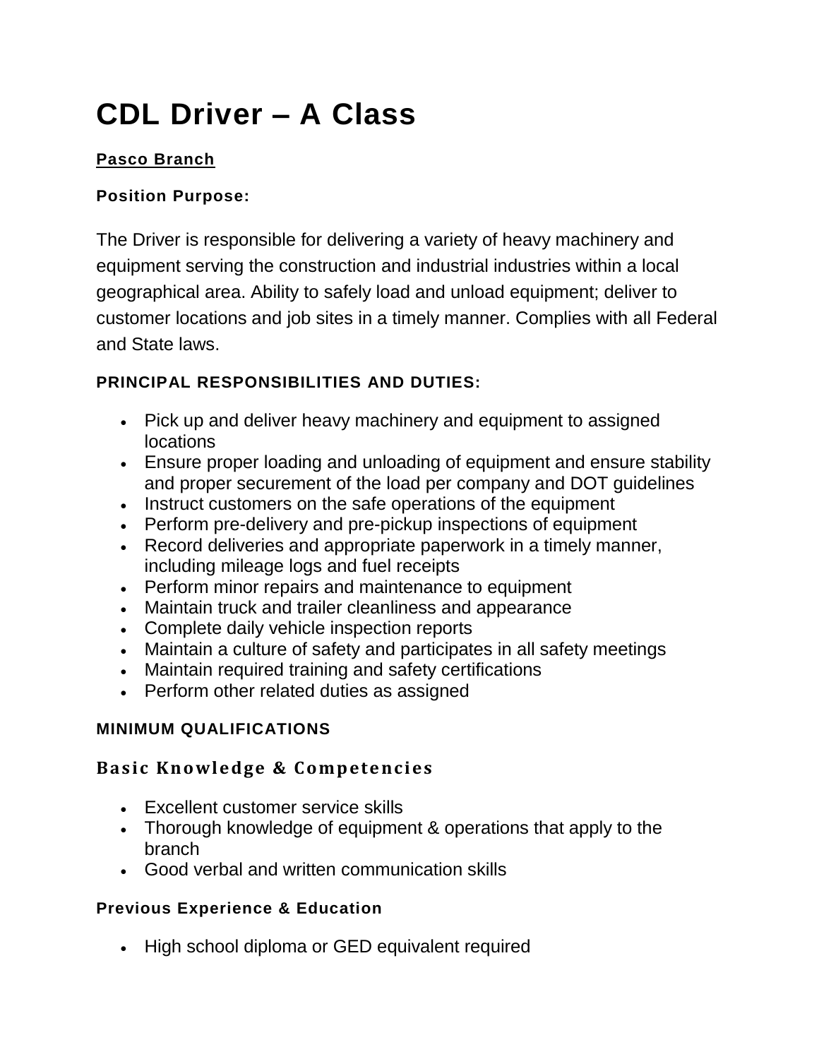# CDL Driver – A Class

**Pasco Branch**

**Position Purpose:**

The Driver is responsible for delivering a variety of heavy machinery and equipment serving the construction and industrial industries within a local geographical area. Ability to safely load and unload equipment; deliver to customer locations and job sites in a timely manner. Complies with all Federal and State laws.

**PRINCIPAL RESPONSIBILITIES AND DUTIES:**

- Pick up and deliver heavy machinery and equipment to assigned locations
- Ensure proper loading and unloading of equipment and ensure stability and proper securement of the load per company and DOT guidelines
- Instruct customers on the safe operations of the equipment
- Perform pre-delivery and pre-pickup inspections of equipment
- Record deliveries and appropriate paperwork in a timely manner, including mileage logs and fuel receipts
- Perform minor repairs and maintenance to equipment
- Maintain truck and trailer cleanliness and appearance
- Complete daily vehicle inspection reports
- Maintain a culture of safety and participates in all safety meetings
- Maintain required training and safety certifications
- Perform other related duties as assigned

**MINIMUM QUALIFICATIONS**

### Basic Knowledge & Competencies

- Excellent customer service skills
- Thorough knowledge of equipment & operations that apply to the branch
- Good verbal and written communication skills

**Previous Experience & Education**

- High school diploma or GED equivalent required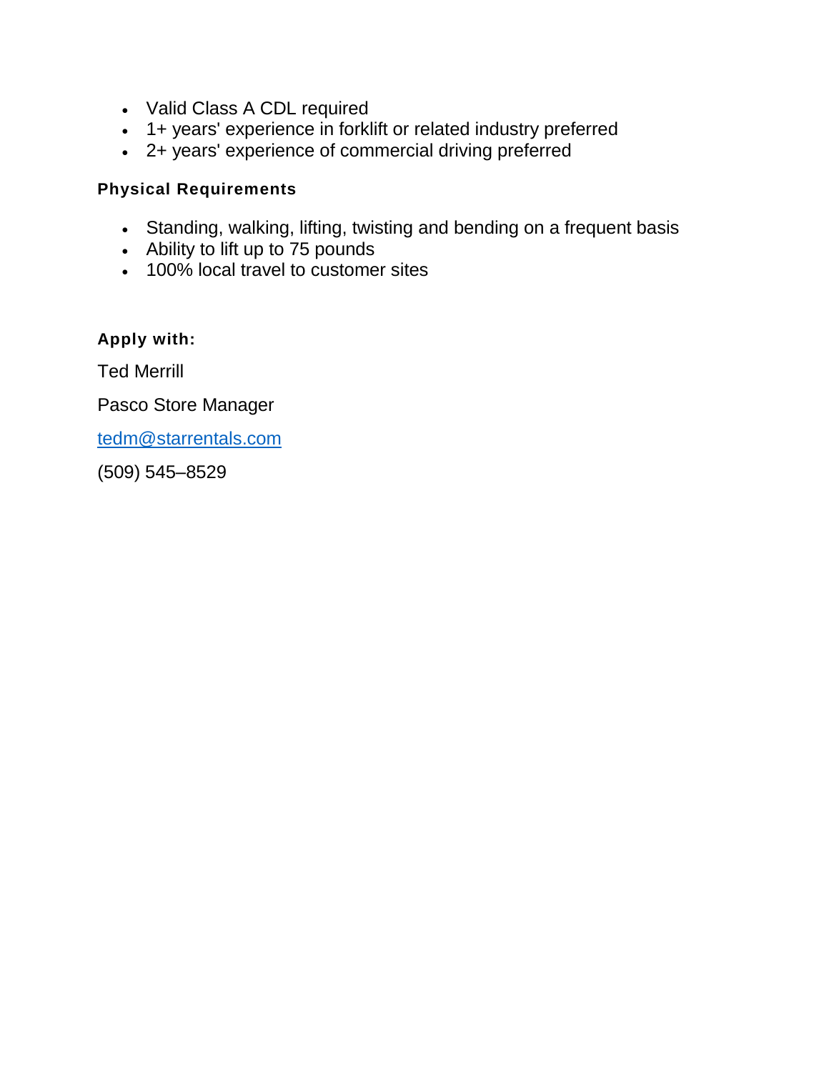- Valid Class A CDL required
- 1+ years' experience in forklift or related industry preferred
- 2+ years' experience of commercial driving preferred

**Physical Requirements**

- Standing, walking, lifting, twisting and bending on a frequent basis
- Ability to lift up to 75 pounds
- 100% local travel to customer sites

**Apply with:**

Ted Merrill

Pasco Store Manager

tedm@starrentals.com

(509) 545–8529